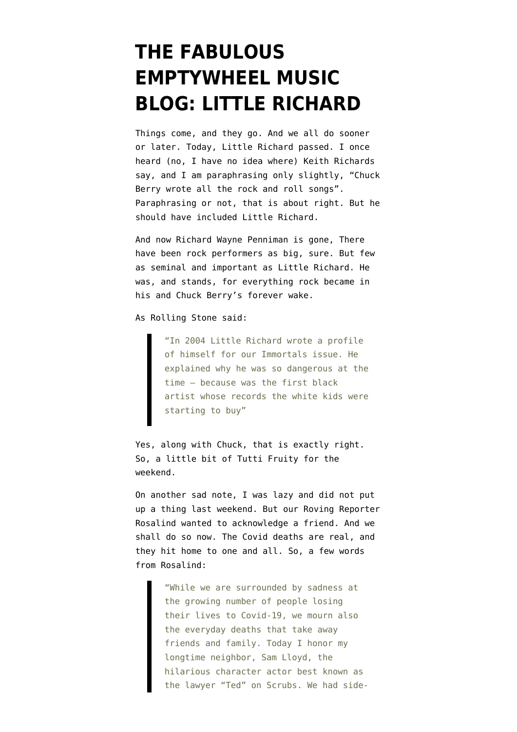# THE FABULOUS EMPTYWHEEL MUSIC BLOG: LITTLE RICHARD

Things come, and they go. And we all do sooner or later. Today, Little Richard passed. I once heard (no, I have no idea where) Keith Richards say, and I am paraphrasing only slightly, "Chuck Berry wrote all the rock and roll songs". Paraphrasing or not, that is about right. But he should have included Little Richard.

And now Richard Wayne Penniman is gone, There have been rock performers as big, sure. But few as seminal and important as Little Richard. He was, and stands, for everything rock became in his and Chuck Berry's forever wake.

As Rolling Stone said:

> "In 2004 Little Richard wrote a profile of himself for our Immortals issue. He explained why he was so dangerous at the time — because was the first black artist whose records the white kids were starting to buy"

Yes, along with Chuck, that is exactly right. So, a little bit of Tutti Fruity for the weekend.

On another sad note, I was lazy and did not put up a thing last weekend. But our Roving Reporter Rosalind wanted to acknowledge a friend. And we shall do so now. The Covid deaths are real, and they hit home to one and all. So, a few words from Rosalind:

> "While we are surrounded by sadness at the growing number of people losing their lives to Covid-19, we mourn also the everyday deaths that take away friends and family. Today I honor my longtime neighbor, Sam Lloyd, the hilarious character actor best known as the lawyer "Ted" on Scrubs. We had side-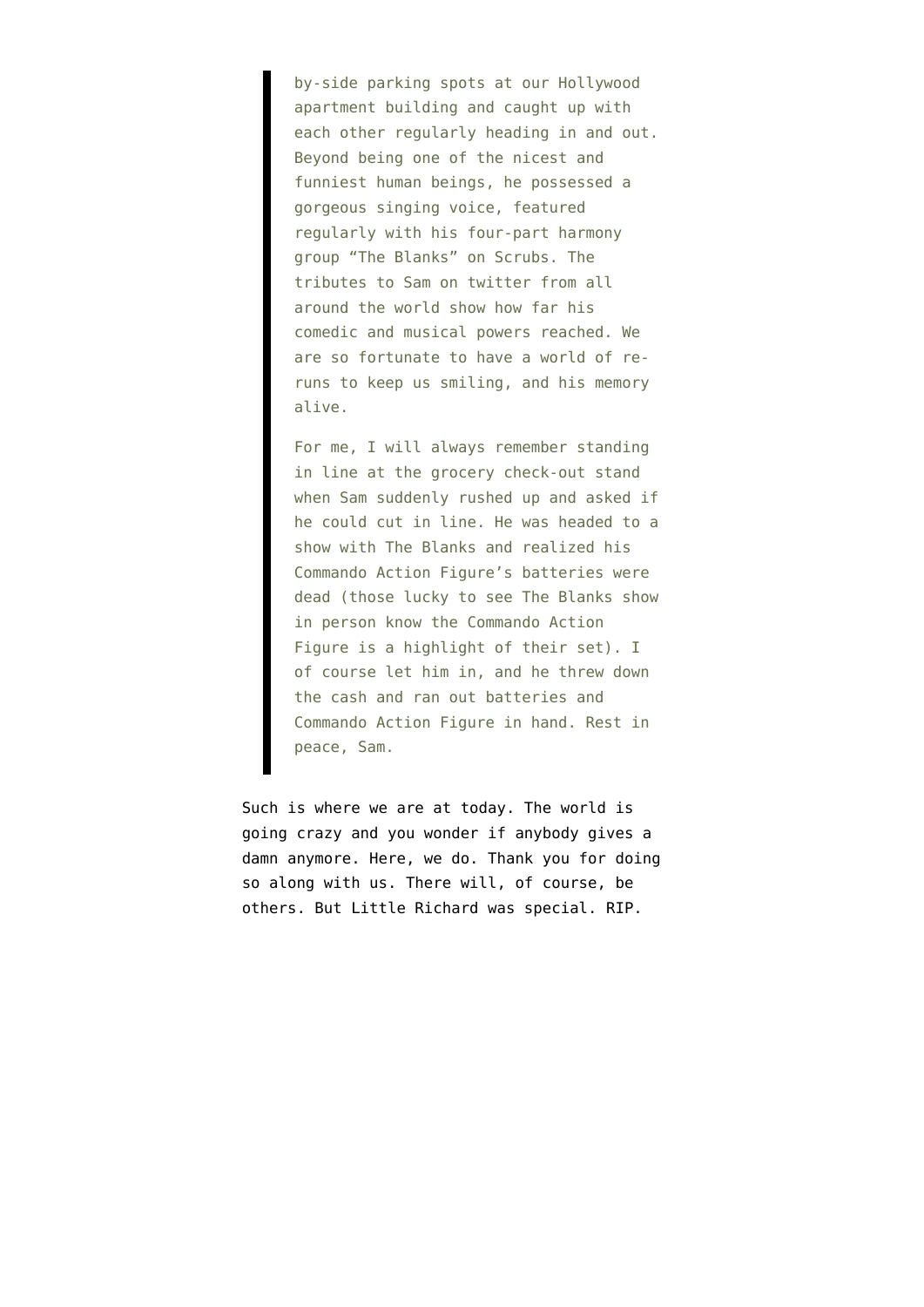> by-side parking spots at our Hollywood apartment building and caught up with each other regularly heading in and out. Beyond being one of the nicest and funniest human beings, he possessed a gorgeous singing voice, featured regularly with his four-part harmony group "The Blanks" on Scrubs. The tributes to Sam on twitter from all around the world show how far his comedic and musical powers reached. We are so fortunate to have a world of re-runs to keep us smiling, and his memory alive.
>
> For me, I will always remember standing in line at the grocery check-out stand when Sam suddenly rushed up and asked if he could cut in line. He was headed to a show with The Blanks and realized his Commando Action Figure's batteries were dead (those lucky to see The Blanks show in person know the Commando Action Figure is a highlight of their set). I of course let him in, and he threw down the cash and ran out batteries and Commando Action Figure in hand. Rest in peace, Sam.

Such is where we are at today. The world is going crazy and you wonder if anybody gives a damn anymore. Here, we do. Thank you for doing so along with us. There will, of course, be others. But Little Richard was special. RIP.